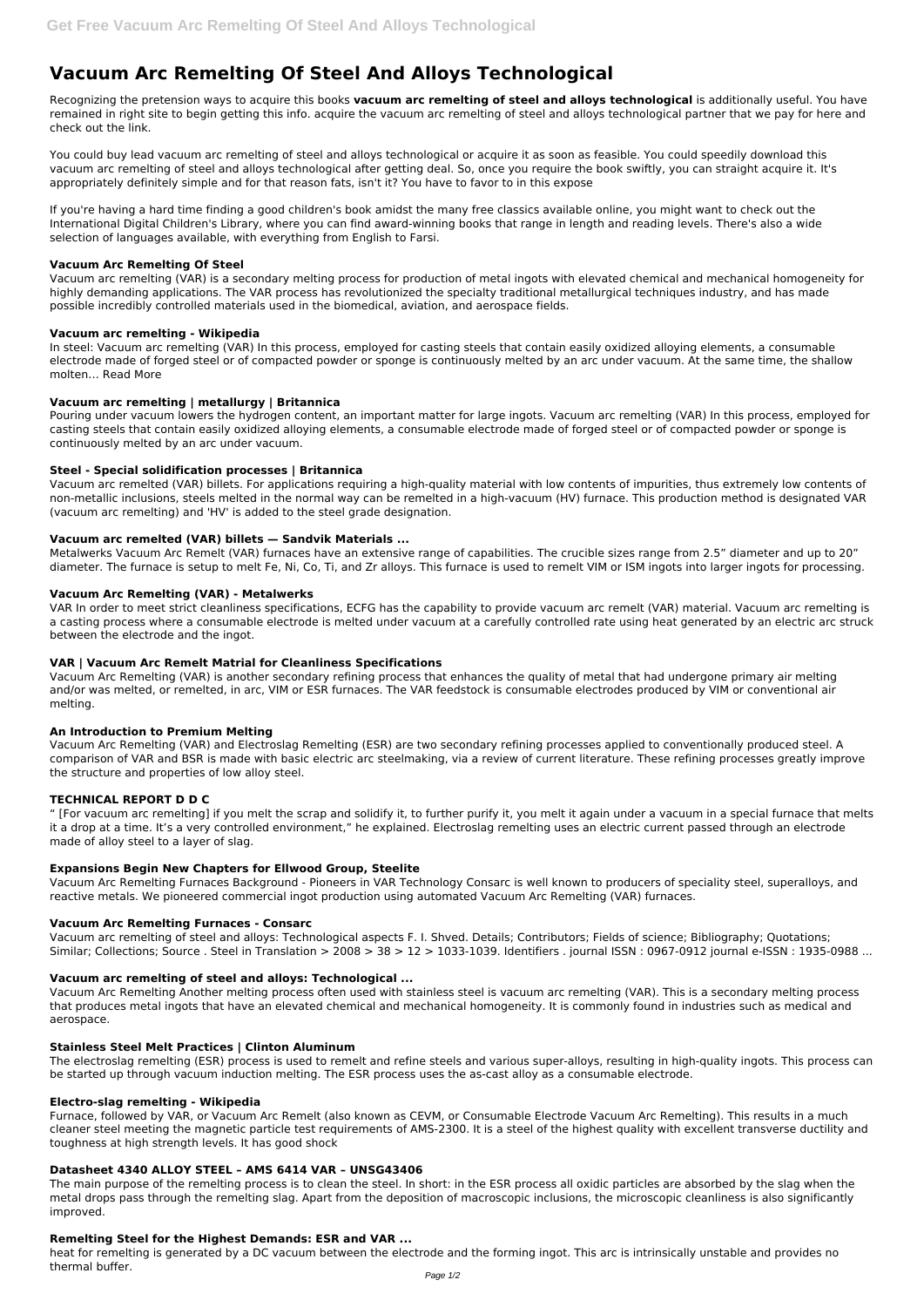# Vacuum Arc Remelting Of Steel And Alloys Technological

Recognizing the pretension ways to acquire this books **vacuum arc remelting of steel and alloys technological** is additionally useful. You have remained in right site to begin getting this info. acquire the vacuum arc remelting of steel and alloys technological partner that we pay for here and check out the link.

You could buy lead vacuum arc remelting of steel and alloys technological or acquire it as soon as feasible. You could speedily download this vacuum arc remelting of steel and alloys technological after getting deal. So, once you require the book swiftly, you can straight acquire it. It's appropriately definitely simple and for that reason fats, isn't it? You have to favor to in this expose

If you're having a hard time finding a good children's book amidst the many free classics available online, you might want to check out the International Digital Children's Library, where you can find award-winning books that range in length and reading levels. There's also a wide selection of languages available, with everything from English to Farsi.

### Vacuum Arc Remelting Of Steel

Vacuum arc remelting (VAR) is a secondary melting process for production of metal ingots with elevated chemical and mechanical homogeneity for highly demanding applications. The VAR process has revolutionized the specialty traditional metallurgical techniques industry, and has made possible incredibly controlled materials used in the biomedical, aviation, and aerospace fields.

### Vacuum arc remelting - Wikipedia

In steel: Vacuum arc remelting (VAR) In this process, employed for casting steels that contain easily oxidized alloying elements, a consumable electrode made of forged steel or of compacted powder or sponge is continuously melted by an arc under vacuum. At the same time, the shallow molten… Read More

### Vacuum arc remelting | metallurgy | Britannica

Pouring under vacuum lowers the hydrogen content, an important matter for large ingots. Vacuum arc remelting (VAR) In this process, employed for casting steels that contain easily oxidized alloying elements, a consumable electrode made of forged steel or of compacted powder or sponge is continuously melted by an arc under vacuum.

### Steel - Special solidification processes | Britannica

Vacuum arc remelted (VAR) billets. For applications requiring a high-quality material with low contents of impurities, thus extremely low contents of non-metallic inclusions, steels melted in the normal way can be remelted in a high-vacuum (HV) furnace. This production method is designated VAR (vacuum arc remelting) and 'HV' is added to the steel grade designation.

### Vacuum arc remelted (VAR) billets — Sandvik Materials ...

Metalwerks Vacuum Arc Remelt (VAR) furnaces have an extensive range of capabilities. The crucible sizes range from 2.5" diameter and up to 20" diameter. The furnace is setup to melt Fe, Ni, Co, Ti, and Zr alloys. This furnace is used to remelt VIM or ISM ingots into larger ingots for processing.

### Vacuum Arc Remelting (VAR) - Metalwerks

VAR In order to meet strict cleanliness specifications, ECFG has the capability to provide vacuum arc remelt (VAR) material. Vacuum arc remelting is a casting process where a consumable electrode is melted under vacuum at a carefully controlled rate using heat generated by an electric arc struck between the electrode and the ingot.

### VAR | Vacuum Arc Remelt Matrial for Cleanliness Specifications

Vacuum Arc Remelting (VAR) is another secondary refining process that enhances the quality of metal that had undergone primary air melting and/or was melted, or remelted, in arc, VIM or ESR furnaces. The VAR feedstock is consumable electrodes produced by VIM or conventional air melting.

### An Introduction to Premium Melting

Vacuum Arc Remelting (VAR) and Electroslag Remelting (ESR) are two secondary refining processes applied to conventionally produced steel. A comparison of VAR and BSR is made with basic electric arc steelmaking, via a review of current literature. These refining processes greatly improve the structure and properties of low alloy steel.

### TECHNICAL REPORT D D C

" [For vacuum arc remelting] if you melt the scrap and solidify it, to further purify it, you melt it again under a vacuum in a special furnace that melts it a drop at a time. It's a very controlled environment," he explained. Electroslag remelting uses an electric current passed through an electrode made of alloy steel to a layer of slag.

### Expansions Begin New Chapters for Ellwood Group, Steelite

Vacuum Arc Remelting Furnaces Background - Pioneers in VAR Technology Consarc is well known to producers of speciality steel, superalloys, and reactive metals. We pioneered commercial ingot production using automated Vacuum Arc Remelting (VAR) furnaces.

### Vacuum Arc Remelting Furnaces - Consarc

Vacuum arc remelting of steel and alloys: Technological aspects F. I. Shved. Details; Contributors; Fields of science; Bibliography; Quotations; Similar; Collections; Source . Steel in Translation > 2008 > 38 > 12 > 1033-1039. Identifiers . journal ISSN : 0967-0912 journal e-ISSN : 1935-0988 ...

### Vacuum arc remelting of steel and alloys: Technological ...

Vacuum Arc Remelting Another melting process often used with stainless steel is vacuum arc remelting (VAR). This is a secondary melting process that produces metal ingots that have an elevated chemical and mechanical homogeneity. It is commonly found in industries such as medical and aerospace.

### Stainless Steel Melt Practices | Clinton Aluminum

The electroslag remelting (ESR) process is used to remelt and refine steels and various super-alloys, resulting in high-quality ingots. This process can be started up through vacuum induction melting. The ESR process uses the as-cast alloy as a consumable electrode.

### Electro-slag remelting - Wikipedia

Furnace, followed by VAR, or Vacuum Arc Remelt (also known as CEVM, or Consumable Electrode Vacuum Arc Remelting). This results in a much cleaner steel meeting the magnetic particle test requirements of AMS-2300. It is a steel of the highest quality with excellent transverse ductility and toughness at high strength levels. It has good shock

### Datasheet 4340 ALLOY STEEL – AMS 6414 VAR – UNSG43406

The main purpose of the remelting process is to clean the steel. In short: in the ESR process all oxidic particles are absorbed by the slag when the metal drops pass through the remelting slag. Apart from the deposition of macroscopic inclusions, the microscopic cleanliness is also significantly improved.

### Remelting Steel for the Highest Demands: ESR and VAR ...

heat for remelting is generated by a DC vacuum between the electrode and the forming ingot. This arc is intrinsically unstable and provides no thermal buffer.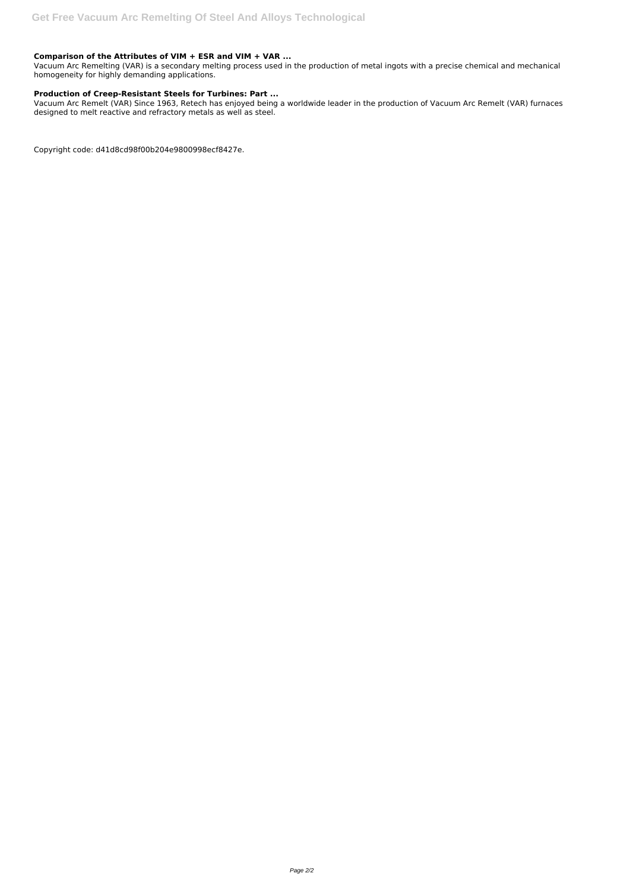**Comparison of the Attributes of VIM + ESR and VIM + VAR ...**

Vacuum Arc Remelting (VAR) is a secondary melting process used in the production of metal ingots with a precise chemical and mechanical homogeneity for highly demanding applications.

**Production of Creep-Resistant Steels for Turbines: Part ...**

Vacuum Arc Remelt (VAR) Since 1963, Retech has enjoyed being a worldwide leader in the production of Vacuum Arc Remelt (VAR) furnaces designed to melt reactive and refractory metals as well as steel.

Copyright code: d41d8cd98f00b204e9800998ecf8427e.